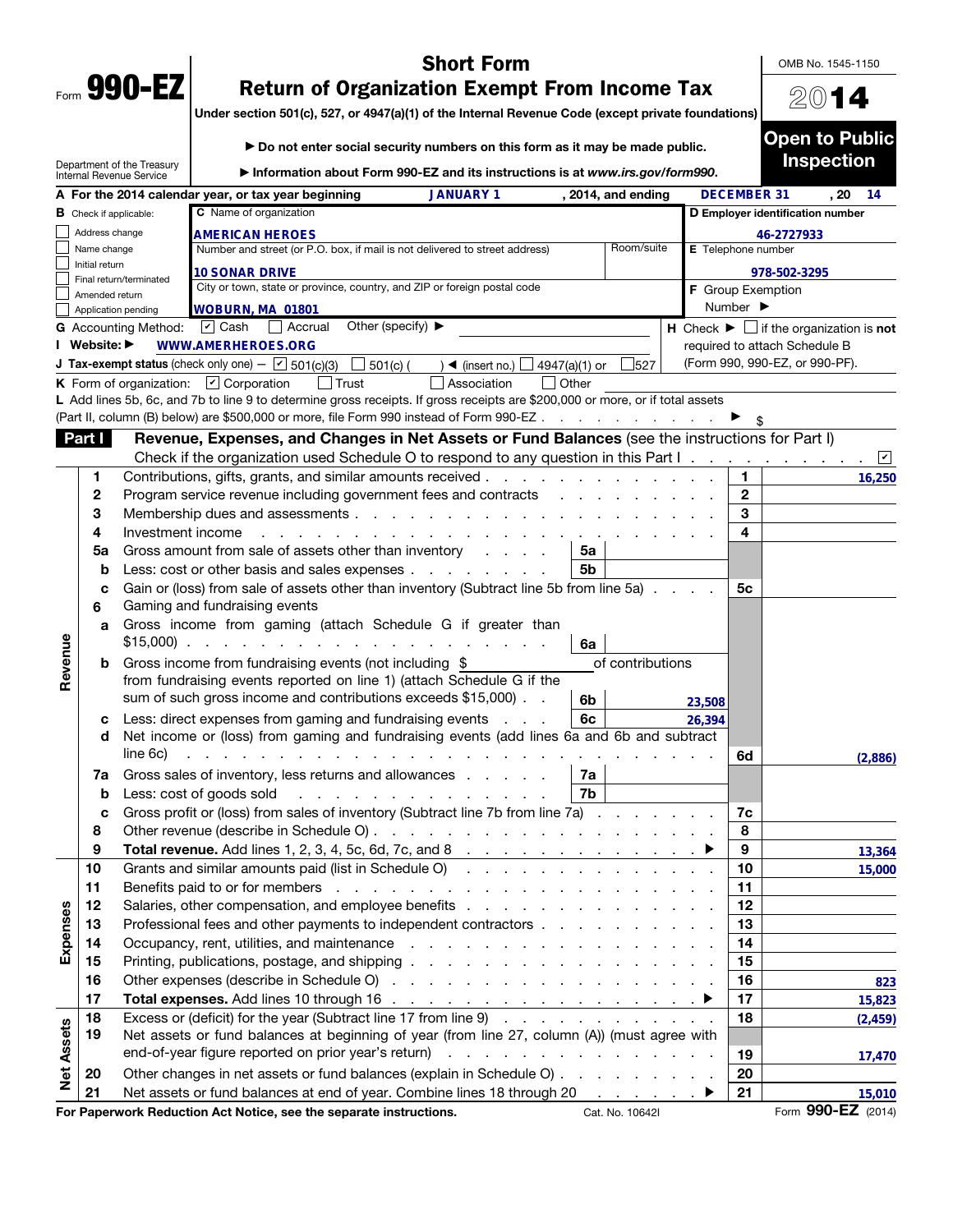Form **990-EZ**

# Short Form
# Return of Organization Exempt From Income Tax

Under section 501(c), 527, or 4947(a)(1) of the Internal Revenue Code (except private foundations)

▶ Do not enter social security numbers on this form as it may be made public.

▶ Information about Form 990-EZ and its instructions is at *www.irs.gov/form990*.

Department of the Treasury
Internal Revenue Service

OMB No. 1545-1150

**2014**

**Open to Public Inspection**

**A** For the 2014 calendar year, or tax year beginning JANUARY 1, 2014, and ending DECEMBER 31, 20 14

**B** Check if applicable:
- ☐ Address change
- ☐ Name change
- ☐ Initial return
- ☐ Final return/terminated
- ☐ Amended return
- ☐ Application pending

**C** Name of organization: AMERICAN HEROES

Number and street (or P.O. box, if mail is not delivered to street address): 10 SONAR DRIVE | Room/suite:

City or town, state or province, country, and ZIP or foreign postal code: WOBURN, MA 01801

**D** Employer identification number: 46-2727933

**E** Telephone number: 978-502-3295

**F** Group Exemption Number ▶

**G** Accounting Method: ☑ Cash ☐ Accrual Other (specify) ▶

**H** Check ▶ ☐ if the organization is **not** required to attach Schedule B (Form 990, 990-EZ, or 990-PF).

**I** Website: ▶ WWW.AMERHEROES.ORG

**J** Tax-exempt status (check only one) — ☑ 501(c)(3) ☐ 501(c) ( ) ◀ (insert no.) ☐ 4947(a)(1) or ☐ 527

**K** Form of organization: ☑ Corporation ☐ Trust ☐ Association ☐ Other

**L** Add lines 5b, 6c, and 7b to line 9 to determine gross receipts. If gross receipts are $200,000 or more, or if total assets (Part II, column (B) below) are $500,000 or more, file Form 990 instead of Form 990-EZ . . . ▶ $

## Part I Revenue, Expenses, and Changes in Net Assets or Fund Balances (see the instructions for Part I)

Check if the organization used Schedule O to respond to any question in this Part I . . . ☑

| Section | Line | Description | Sub-line | Sub-amount | Line | Amount |
|---|---|---|---|---|---|---|
| Revenue | 1 | Contributions, gifts, grants, and similar amounts received | | | 1 | 16,250 |
| | 2 | Program service revenue including government fees and contracts | | | 2 | |
| | 3 | Membership dues and assessments | | | 3 | |
| | 4 | Investment income | | | 4 | |
| | 5a | Gross amount from sale of assets other than inventory | 5a | | | |
| | b | Less: cost or other basis and sales expenses | 5b | | | |
| | c | Gain or (loss) from sale of assets other than inventory (Subtract line 5b from line 5a) | | | 5c | |
| | 6 | Gaming and fundraising events | | | | |
| | a | Gross income from gaming (attach Schedule G if greater than $15,000) | 6a | | | |
| | b | Gross income from fundraising events (not including $ ____ of contributions from fundraising events reported on line 1) (attach Schedule G if the sum of such gross income and contributions exceeds $15,000) | 6b | 23,508 | | |
| | c | Less: direct expenses from gaming and fundraising events | 6c | 26,394 | | |
| | d | Net income or (loss) from gaming and fundraising events (add lines 6a and 6b and subtract line 6c) | | | 6d | (2,886) |
| | 7a | Gross sales of inventory, less returns and allowances | 7a | | | |
| | b | Less: cost of goods sold | 7b | | | |
| | c | Gross profit or (loss) from sales of inventory (Subtract line 7b from line 7a) | | | 7c | |
| | 8 | Other revenue (describe in Schedule O) | | | 8 | |
| | 9 | **Total revenue.** Add lines 1, 2, 3, 4, 5c, 6d, 7c, and 8 ▶ | | | 9 | 13,364 |
| Expenses | 10 | Grants and similar amounts paid (list in Schedule O) | | | 10 | 15,000 |
| | 11 | Benefits paid to or for members | | | 11 | |
| | 12 | Salaries, other compensation, and employee benefits | | | 12 | |
| | 13 | Professional fees and other payments to independent contractors | | | 13 | |
| | 14 | Occupancy, rent, utilities, and maintenance | | | 14 | |
| | 15 | Printing, publications, postage, and shipping | | | 15 | |
| | 16 | Other expenses (describe in Schedule O) | | | 16 | 823 |
| | 17 | **Total expenses.** Add lines 10 through 16 ▶ | | | 17 | 15,823 |
| Net Assets | 18 | Excess or (deficit) for the year (Subtract line 17 from line 9) | | | 18 | (2,459) |
| | 19 | Net assets or fund balances at beginning of year (from line 27, column (A)) (must agree with end-of-year figure reported on prior year's return) | | | 19 | 17,470 |
| | 20 | Other changes in net assets or fund balances (explain in Schedule O) | | | 20 | |
| | 21 | Net assets or fund balances at end of year. Combine lines 18 through 20 ▶ | | | 21 | 15,010 |

**For Paperwork Reduction Act Notice, see the separate instructions.** Cat. No. 10642I Form **990-EZ** (2014)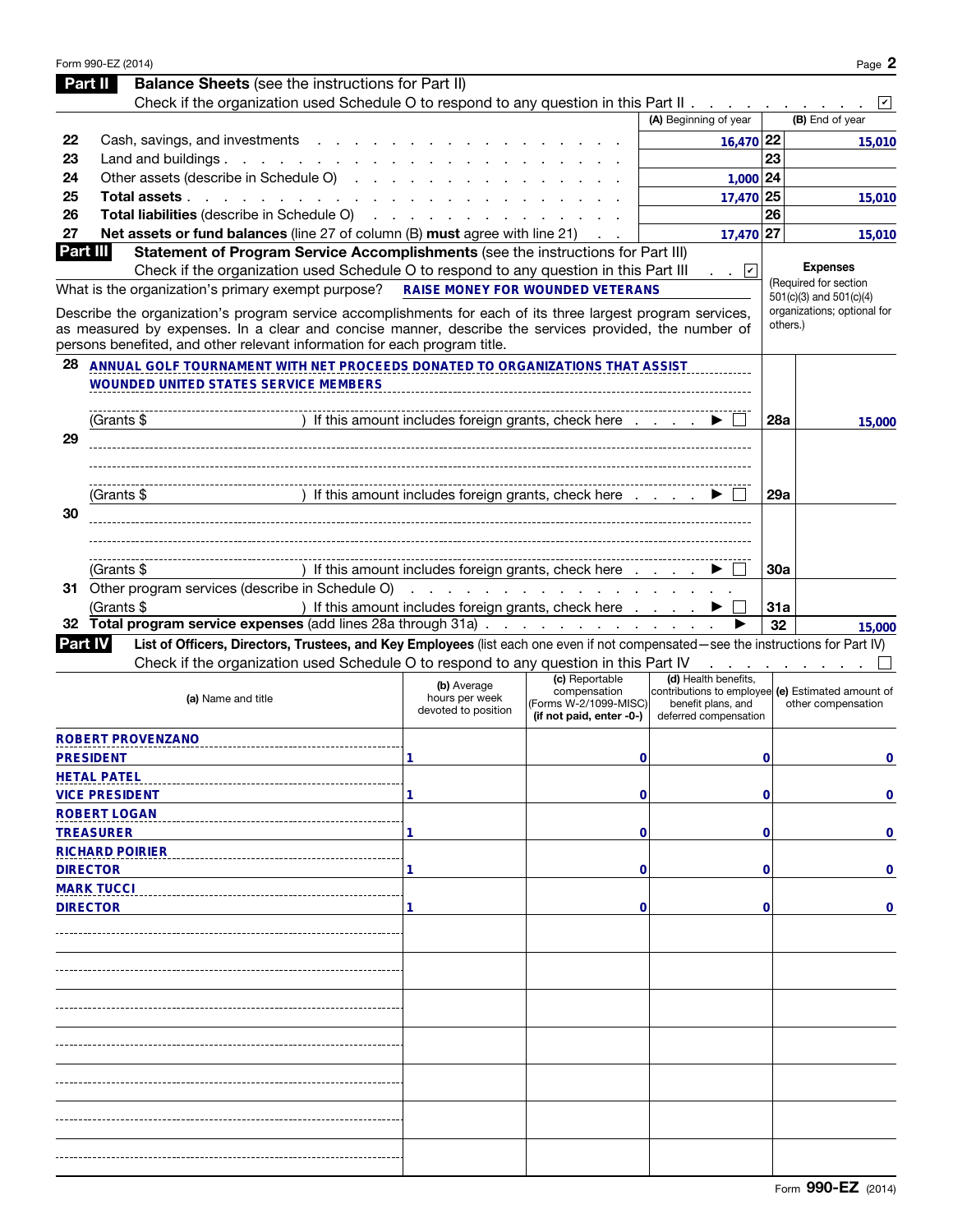## Part II Balance Sheets (see the instructions for Part II)

Check if the organization used Schedule O to respond to any question in this Part II . . . . . . . . . . ☑

| | | (A) Beginning of year | | (B) End of year |
|---|---|---|---|---|
| 22 | Cash, savings, and investments | 16,470 | 22 | 15,010 |
| 23 | Land and buildings | | 23 | |
| 24 | Other assets (describe in Schedule O) | 1,000 | 24 | |
| 25 | **Total assets** | 17,470 | 25 | 15,010 |
| 26 | **Total liabilities** (describe in Schedule O) | | 26 | |
| 27 | **Net assets or fund balances** (line 27 of column (B) **must** agree with line 21) | 17,470 | 27 | 15,010 |

## Part III Statement of Program Service Accomplishments (see the instructions for Part III)

Check if the organization used Schedule O to respond to any question in this Part III . . ☑

What is the organization's primary exempt purpose? RAISE MONEY FOR WOUNDED VETERANS

Describe the organization's program service accomplishments for each of its three largest program services, as measured by expenses. In a clear and concise manner, describe the services provided, the number of persons benefited, and other relevant information for each program title.

**Expenses** (Required for section 501(c)(3) and 501(c)(4) organizations; optional for others.)

| | | | Expenses |
|---|---|---|---|
| 28 | ANNUAL GOLF TOURNAMENT WITH NET PROCEEDS DONATED TO ORGANIZATIONS THAT ASSIST WOUNDED UNITED STATES SERVICE MEMBERS | | |
| | (Grants $ ) If this amount includes foreign grants, check here ▶ ☐ | 28a | 15,000 |
| 29 | | | |
| | (Grants $ ) If this amount includes foreign grants, check here ▶ ☐ | 29a | |
| 30 | | | |
| | (Grants $ ) If this amount includes foreign grants, check here ▶ ☐ | 30a | |
| 31 | Other program services (describe in Schedule O) (Grants $ ) If this amount includes foreign grants, check here ▶ ☐ | 31a | |
| 32 | **Total program service expenses** (add lines 28a through 31a) ▶ | 32 | 15,000 |

## Part IV List of Officers, Directors, Trustees, and Key Employees (list each one even if not compensated—see the instructions for Part IV)

Check if the organization used Schedule O to respond to any question in this Part IV . . . . . . . . ☐

| (a) Name and title | (b) Average hours per week devoted to position | (c) Reportable compensation (Forms W-2/1099-MISC) (if not paid, enter -0-) | (d) Health benefits, contributions to employee benefit plans, and deferred compensation | (e) Estimated amount of other compensation |
|---|---|---|---|---|
| ROBERT PROVENZANO<br>PRESIDENT | 1 | 0 | 0 | 0 |
| HETAL PATEL<br>VICE PRESIDENT | 1 | 0 | 0 | 0 |
| ROBERT LOGAN<br>TREASURER | 1 | 0 | 0 | 0 |
| RICHARD POIRIER<br>DIRECTOR | 1 | 0 | 0 | 0 |
| MARK TUCCI<br>DIRECTOR | 1 | 0 | 0 | 0 |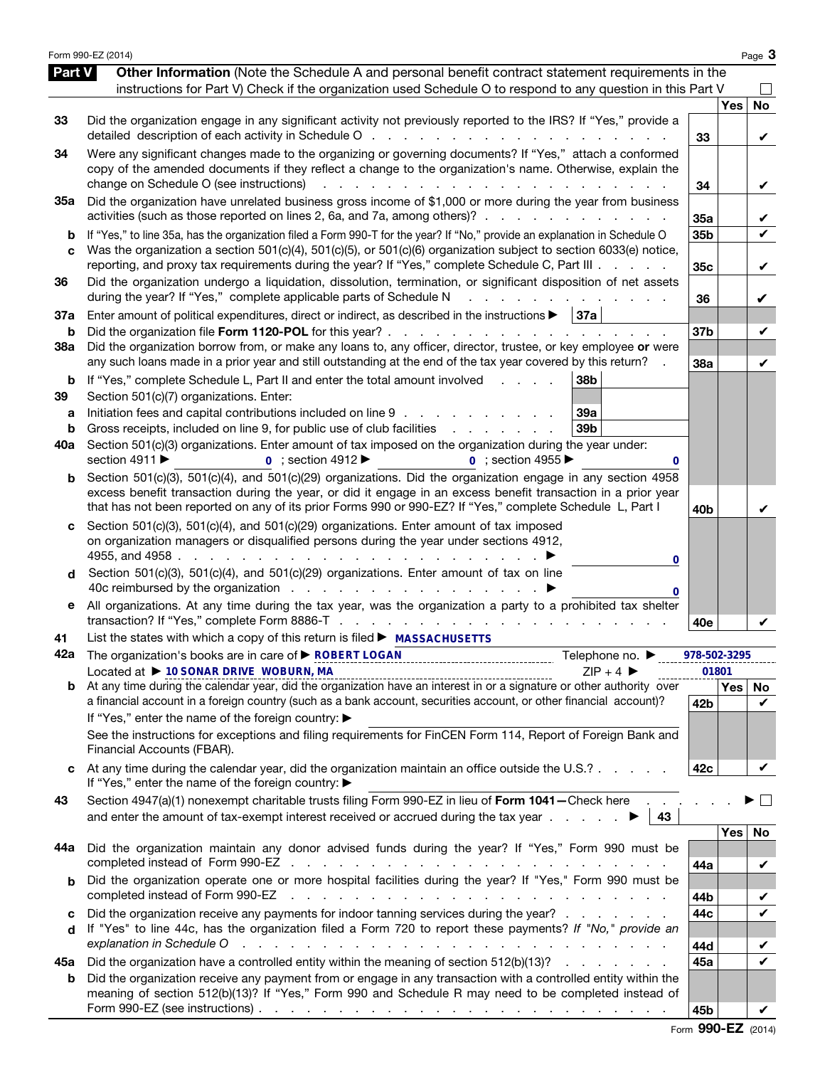## Part V Other Information

(Note the Schedule A and personal benefit contract statement requirements in the instructions for Part V) Check if the organization used Schedule O to respond to any question in this Part V ☐

| | | Line | Yes | No |
|---|---|---|---|---|
| 33 | Did the organization engage in any significant activity not previously reported to the IRS? If "Yes," provide a detailed description of each activity in Schedule O | 33 | | ✔ |
| 34 | Were any significant changes made to the organizing or governing documents? If "Yes," attach a conformed copy of the amended documents if they reflect a change to the organization's name. Otherwise, explain the change on Schedule O (see instructions) | 34 | | ✔ |
| 35a | Did the organization have unrelated business gross income of $1,000 or more during the year from business activities (such as those reported on lines 2, 6a, and 7a, among others)? | 35a | | ✔ |
| b | If "Yes," to line 35a, has the organization filed a Form 990-T for the year? If "No," provide an explanation in Schedule O | 35b | | ✔ |
| c | Was the organization a section 501(c)(4), 501(c)(5), or 501(c)(6) organization subject to section 6033(e) notice, reporting, and proxy tax requirements during the year? If "Yes," complete Schedule C, Part III | 35c | | ✔ |
| 36 | Did the organization undergo a liquidation, dissolution, termination, or significant disposition of net assets during the year? If "Yes," complete applicable parts of Schedule N | 36 | | ✔ |
| 37a | Enter amount of political expenditures, direct or indirect, as described in the instructions ▶ 37a | | | |
| b | Did the organization file **Form 1120-POL** for this year? | 37b | | ✔ |
| 38a | Did the organization borrow from, or make any loans to, any officer, director, trustee, or key employee **or** were any such loans made in a prior year and still outstanding at the end of the tax year covered by this return? | 38a | | ✔ |
| b | If "Yes," complete Schedule L, Part II and enter the total amount involved 38b | | | |
| 39 | Section 501(c)(7) organizations. Enter: | | | |
| a | Initiation fees and capital contributions included on line 9 39a | | | |
| b | Gross receipts, included on line 9, for public use of club facilities 39b | | | |
| 40a | Section 501(c)(3) organizations. Enter amount of tax imposed on the organization during the year under: section 4911 ▶ 0 ; section 4912 ▶ 0 ; section 4955 ▶ 0 | | | |
| b | Section 501(c)(3), 501(c)(4), and 501(c)(29) organizations. Did the organization engage in any section 4958 excess benefit transaction during the year, or did it engage in an excess benefit transaction in a prior year that has not been reported on any of its prior Forms 990 or 990-EZ? If "Yes," complete Schedule L, Part I | 40b | | ✔ |
| c | Section 501(c)(3), 501(c)(4), and 501(c)(29) organizations. Enter amount of tax imposed on organization managers or disqualified persons during the year under sections 4912, 4955, and 4958 ▶ 0 | | | |
| d | Section 501(c)(3), 501(c)(4), and 501(c)(29) organizations. Enter amount of tax on line 40c reimbursed by the organization ▶ 0 | | | |
| e | All organizations. At any time during the tax year, was the organization a party to a prohibited tax shelter transaction? If "Yes," complete Form 8886-T | 40e | | ✔ |

41 List the states with which a copy of this return is filed ▶ MASSACHUSETTS

42a The organization's books are in care of ▶ ROBERT LOGAN Telephone no. ▶ 978-502-3295

Located at ▶ 10 SONAR DRIVE WOBURN, MA ZIP + 4 ▶ 01801

| | | Line | Yes | No |
|---|---|---|---|---|
| b | At any time during the calendar year, did the organization have an interest in or a signature or other authority over a financial account in a foreign country (such as a bank account, securities account, or other financial account)? If "Yes," enter the name of the foreign country: ▶ See the instructions for exceptions and filing requirements for FinCEN Form 114, Report of Foreign Bank and Financial Accounts (FBAR). | 42b | | ✔ |
| c | At any time during the calendar year, did the organization maintain an office outside the U.S.? If "Yes," enter the name of the foreign country: ▶ | 42c | | ✔ |

43 Section 4947(a)(1) nonexempt charitable trusts filing Form 990-EZ in lieu of **Form 1041**—Check here ▶ ☐ and enter the amount of tax-exempt interest received or accrued during the tax year ▶ 43

| | | Line | Yes | No |
|---|---|---|---|---|
| 44a | Did the organization maintain any donor advised funds during the year? If "Yes," Form 990 must be completed instead of Form 990-EZ | 44a | | ✔ |
| b | Did the organization operate one or more hospital facilities during the year? If "Yes," Form 990 must be completed instead of Form 990-EZ | 44b | | ✔ |
| c | Did the organization receive any payments for indoor tanning services during the year? | 44c | | ✔ |
| d | If "Yes" to line 44c, has the organization filed a Form 720 to report these payments? *If "No," provide an explanation in Schedule O* | 44d | | ✔ |
| 45a | Did the organization have a controlled entity within the meaning of section 512(b)(13)? | 45a | | ✔ |
| b | Did the organization receive any payment from or engage in any transaction with a controlled entity within the meaning of section 512(b)(13)? If "Yes," Form 990 and Schedule R may need to be completed instead of Form 990-EZ (see instructions) | 45b | | ✔ |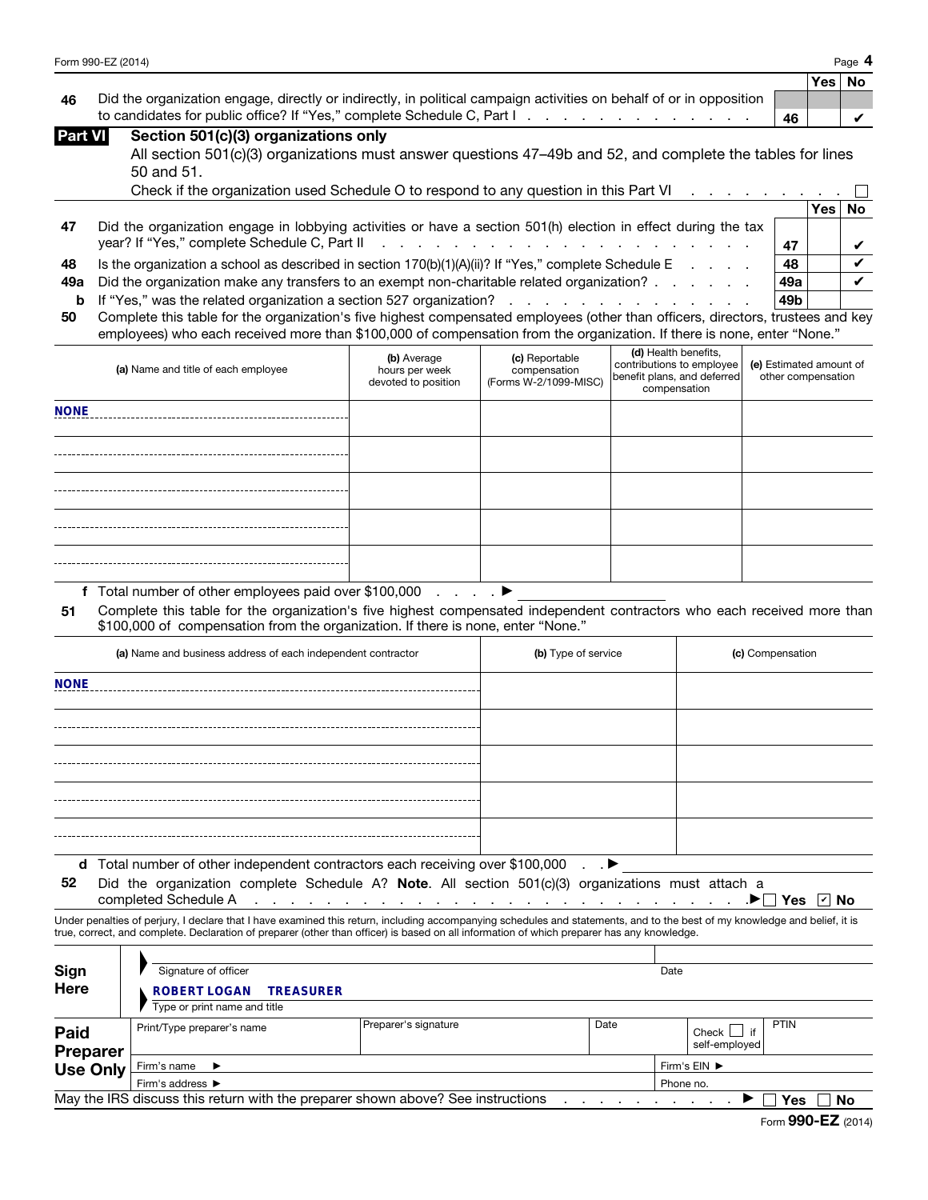Form 990-EZ (2014)

| | | | Yes | No |
|---|---|---|---|---|
| **46** | Did the organization engage, directly or indirectly, in political campaign activities on behalf of or in opposition to candidates for public office? If "Yes," complete Schedule C, Part I | 46 | | ✔ |

## Part VI Section 501(c)(3) organizations only

All section 501(c)(3) organizations must answer questions 47–49b and 52, and complete the tables for lines 50 and 51.

Check if the organization used Schedule O to respond to any question in this Part VI ☐

| | | | Yes | No |
|---|---|---|---|---|
| **47** | Did the organization engage in lobbying activities or have a section 501(h) election in effect during the tax year? If "Yes," complete Schedule C, Part II | 47 | | ✔ |
| **48** | Is the organization a school as described in section 170(b)(1)(A)(ii)? If "Yes," complete Schedule E | 48 | | ✔ |
| **49a** | Did the organization make any transfers to an exempt non-charitable related organization? | 49a | | ✔ |
| **b** | If "Yes," was the related organization a section 527 organization? | 49b | | |

**50** Complete this table for the organization's five highest compensated employees (other than officers, directors, trustees and key employees) who each received more than $100,000 of compensation from the organization. If there is none, enter "None."

| (a) Name and title of each employee | (b) Average hours per week devoted to position | (c) Reportable compensation (Forms W-2/1099-MISC) | (d) Health benefits, contributions to employee benefit plans, and deferred compensation | (e) Estimated amount of other compensation |
|---|---|---|---|---|
| NONE | | | | |
| | | | | |
| | | | | |
| | | | | |
| | | | | |

**f** Total number of other employees paid over $100,000 ▶

**51** Complete this table for the organization's five highest compensated independent contractors who each received more than $100,000 of compensation from the organization. If there is none, enter "None."

| (a) Name and business address of each independent contractor | (b) Type of service | (c) Compensation |
|---|---|---|
| NONE | | |
| | | |
| | | |
| | | |
| | | |

**d** Total number of other independent contractors each receiving over $100,000 ▶

**52** Did the organization complete Schedule A? **Note.** All section 501(c)(3) organizations must attach a completed Schedule A ▶ ☐ Yes ☑ No

Under penalties of perjury, I declare that I have examined this return, including accompanying schedules and statements, and to the best of my knowledge and belief, it is true, correct, and complete. Declaration of preparer (other than officer) is based on all information of which preparer has any knowledge.

**Sign Here**

Signature of officer | Date

ROBERT LOGAN TREASURER

Type or print name and title

**Paid Preparer Use Only**

| Print/Type preparer's name | Preparer's signature | Date | Check ☐ if self-employed | PTIN |
|---|---|---|---|---|
| | | | | |
| Firm's name ▶ | | | Firm's EIN ▶ | |
| Firm's address ▶ | | | Phone no. | |

May the IRS discuss this return with the preparer shown above? See instructions ▶ ☐ Yes ☐ No

Form **990-EZ** (2014)